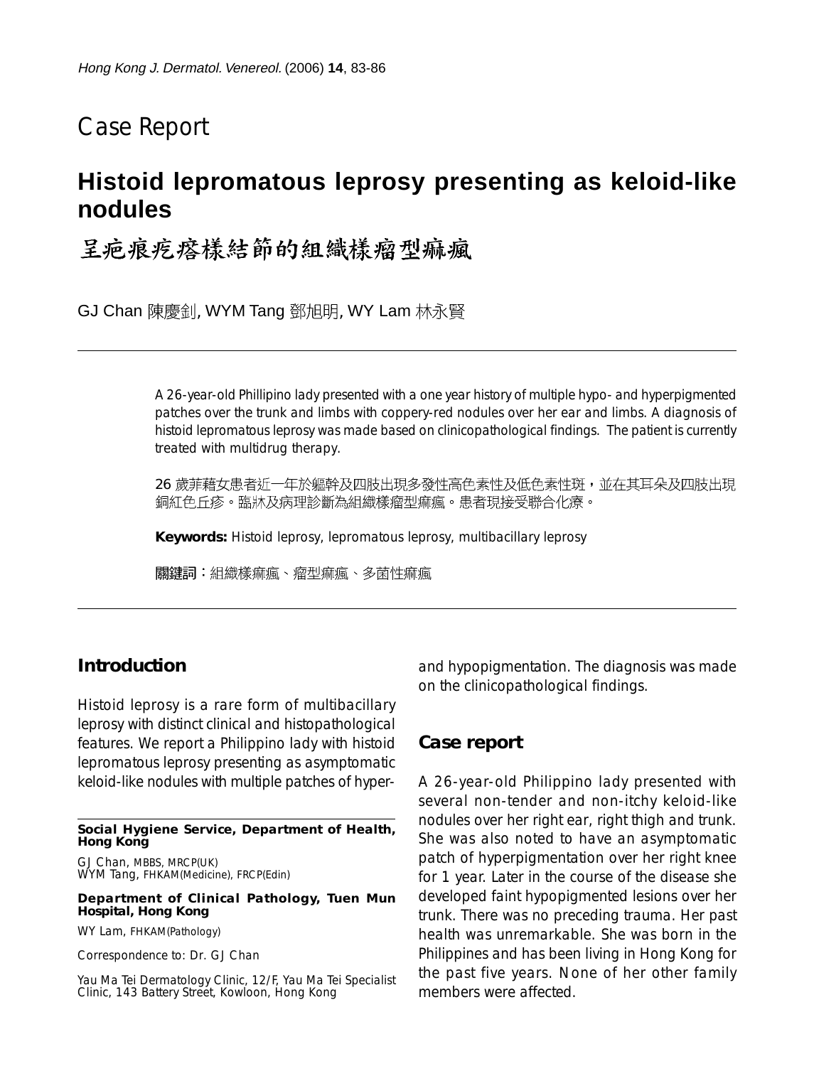Case Report

# Histoid lepromatous leprosy presenting as keloid-like nodules

# 呈疤痕疙瘩樣結節的組織樣瘤型痲瘋

GJ Chan 陳慶釗, WYM Tang 鄧旭明, WY Lam 林永賢

A 26-year-old Phillipino lady presented with a one year history of multiple hypo- and hyperpigmented patches over the trunk and limbs with coppery-red nodules over her ear and limbs. A diagnosis of histoid lepromatous leprosy was made based on clinicopathological findings. The patient is currently treated with multidrug therapy.

26 歲菲藉女患者近一年於軀幹及四肢出現多發性高色素性及低色素性斑，並在其耳朵及四肢出現銅紅色丘疹。臨牀及病理診斷為組織樣瘤型痲瘋。患者現接受聯合化療。

**Keywords:** Histoid leprosy, lepromatous leprosy, multibacillary leprosy

**關鍵詞**：組織樣痲瘋、瘤型痲瘋、多菌性痲瘋

## Introduction

Histoid leprosy is a rare form of multibacillary leprosy with distinct clinical and histopathological features. We report a Philippino lady with histoid lepromatous leprosy presenting as asymptomatic keloid-like nodules with multiple patches of hyper- and hypopigmentation. The diagnosis was made on the clinicopathological findings.

## Case report

A 26-year-old Philippino lady presented with several non-tender and non-itchy keloid-like nodules over her right ear, right thigh and trunk. She was also noted to have an asymptomatic patch of hyperpigmentation over her right knee for 1 year. Later in the course of the disease she developed faint hypopigmented lesions over her trunk. There was no preceding trauma. Her past health was unremarkable. She was born in the Philippines and has been living in Hong Kong for the past five years. None of her other family members were affected.

**Social Hygiene Service, Department of Health, Hong Kong**

GJ Chan, MBBS, MRCP(UK)
WYM Tang, FHKAM(Medicine), FRCP(Edin)

**Department of Clinical Pathology, Tuen Mun Hospital, Hong Kong**

WY Lam, FHKAM(Pathology)

Correspondence to: Dr. GJ Chan

Yau Ma Tei Dermatology Clinic, 12/F, Yau Ma Tei Specialist Clinic, 143 Battery Street, Kowloon, Hong Kong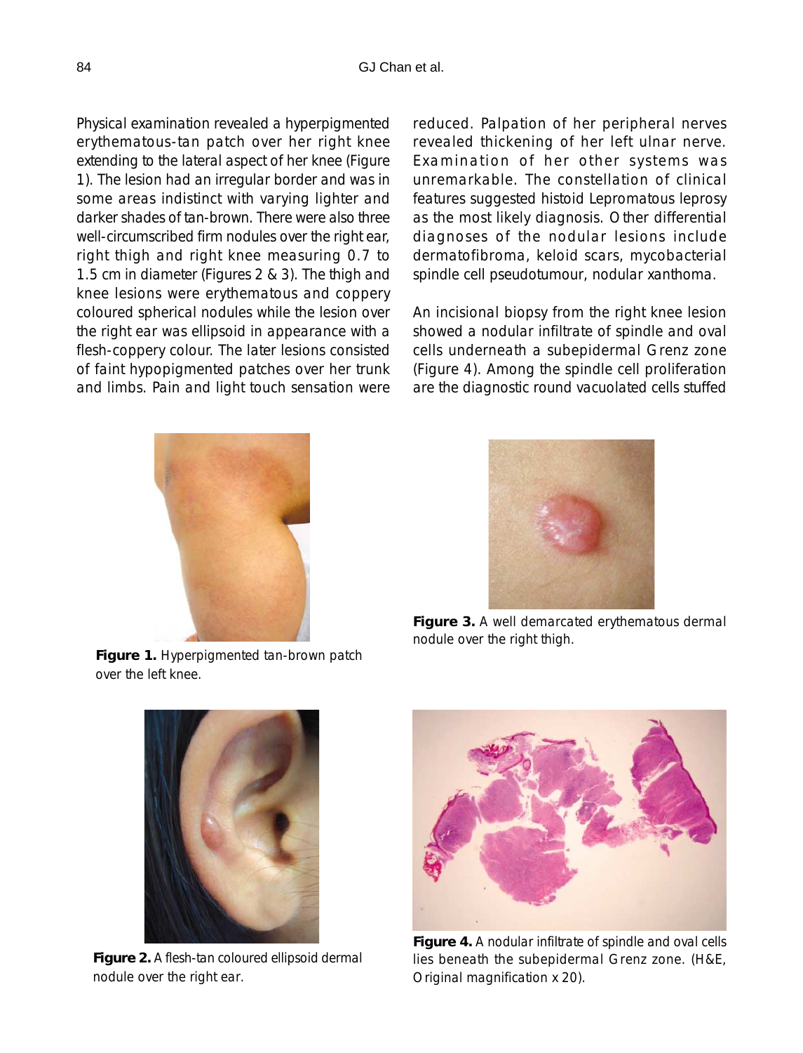Physical examination revealed a hyperpigmented erythematous-tan patch over her right knee extending to the lateral aspect of her knee (Figure 1). The lesion had an irregular border and was in some areas indistinct with varying lighter and darker shades of tan-brown. There were also three well-circumscribed firm nodules over the right ear, right thigh and right knee measuring 0.7 to 1.5 cm in diameter (Figures 2 & 3). The thigh and knee lesions were erythematous and coppery coloured spherical nodules while the lesion over the right ear was ellipsoid in appearance with a flesh-coppery colour. The later lesions consisted of faint hypopigmented patches over her trunk and limbs. Pain and light touch sensation were reduced. Palpation of her peripheral nerves revealed thickening of her left ulnar nerve. Examination of her other systems was unremarkable. The constellation of clinical features suggested histoid Lepromatous leprosy as the most likely diagnosis. Other differential diagnoses of the nodular lesions include dermatofibroma, keloid scars, mycobacterial spindle cell pseudotumour, nodular xanthoma.

An incisional biopsy from the right knee lesion showed a nodular infiltrate of spindle and oval cells underneath a subepidermal Grenz zone (Figure 4). Among the spindle cell proliferation are the diagnostic round vacuolated cells stuffed

**Figure 1.** Hyperpigmented tan-brown patch over the left knee.

**Figure 3.** A well demarcated erythematous dermal nodule over the right thigh.

**Figure 2.** A flesh-tan coloured ellipsoid dermal nodule over the right ear.

**Figure 4.** A nodular infiltrate of spindle and oval cells lies beneath the subepidermal Grenz zone. (H&E, Original magnification x 20).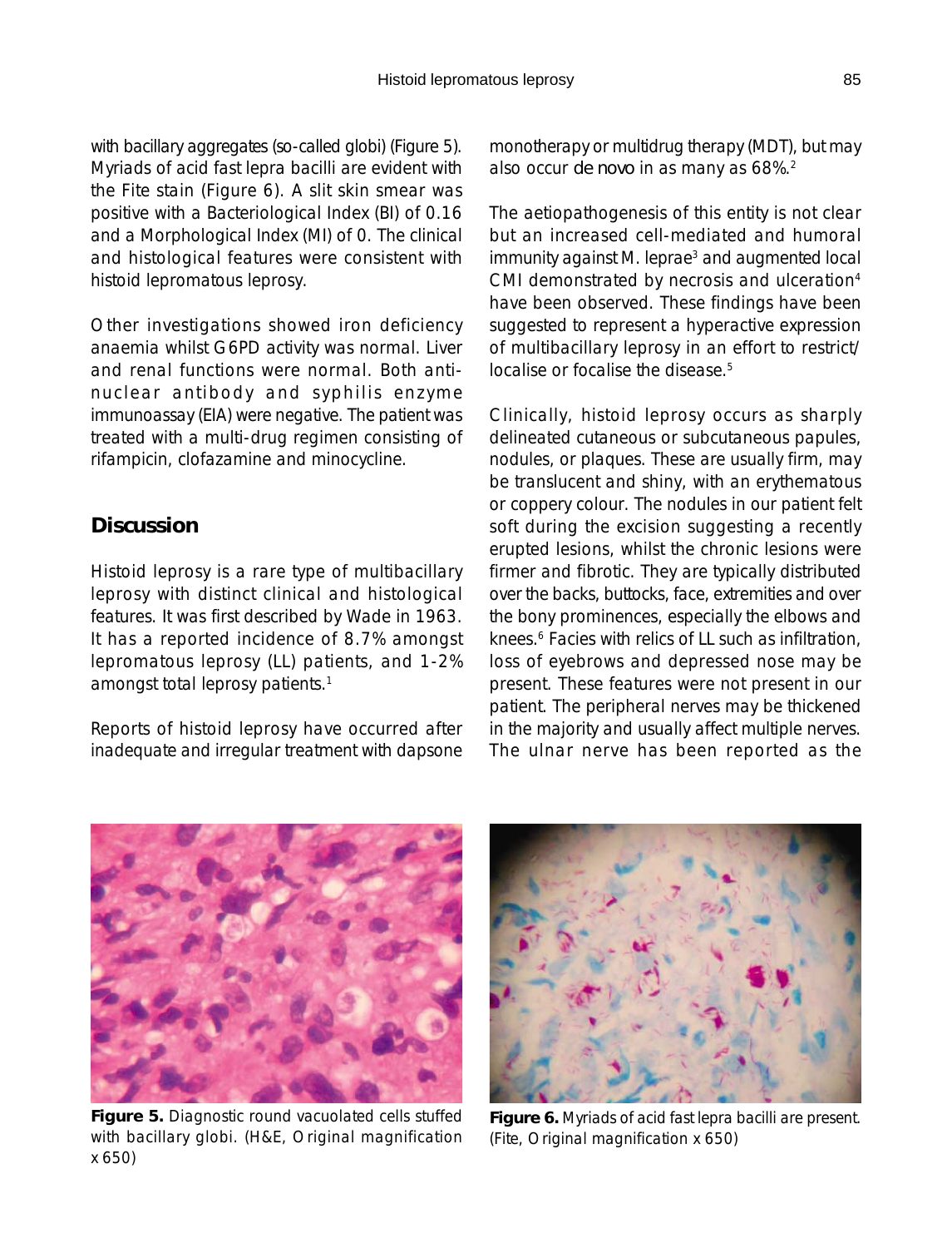with bacillary aggregates (so-called globi) (Figure 5). Myriads of acid fast lepra bacilli are evident with the Fite stain (Figure 6). A slit skin smear was positive with a Bacteriological Index (BI) of 0.16 and a Morphological Index (MI) of 0. The clinical and histological features were consistent with histoid lepromatous leprosy.

Other investigations showed iron deficiency anaemia whilst G6PD activity was normal. Liver and renal functions were normal. Both anti-nuclear antibody and syphilis enzyme immunoassay (EIA) were negative. The patient was treated with a multi-drug regimen consisting of rifampicin, clofazamine and minocycline.

## Discussion

Histoid leprosy is a rare type of multibacillary leprosy with distinct clinical and histological features. It was first described by Wade in 1963. It has a reported incidence of 8.7% amongst lepromatous leprosy (LL) patients, and 1-2% amongst total leprosy patients.[1]

Reports of histoid leprosy have occurred after inadequate and irregular treatment with dapsone monotherapy or multidrug therapy (MDT), but may also occur *de novo* in as many as 68%.[2]

The aetiopathogenesis of this entity is not clear but an increased cell-mediated and humoral immunity against M. leprae[3] and augmented local CMI demonstrated by necrosis and ulceration[4] have been observed. These findings have been suggested to represent a hyperactive expression of multibacillary leprosy in an effort to restrict/localise or focalise the disease.[5]

Clinically, histoid leprosy occurs as sharply delineated cutaneous or subcutaneous papules, nodules, or plaques. These are usually firm, may be translucent and shiny, with an erythematous or coppery colour. The nodules in our patient felt soft during the excision suggesting a recently erupted lesions, whilst the chronic lesions were firmer and fibrotic. They are typically distributed over the backs, buttocks, face, extremities and over the bony prominences, especially the elbows and knees.[6] Facies with relics of LL such as infiltration, loss of eyebrows and depressed nose may be present. These features were not present in our patient. The peripheral nerves may be thickened in the majority and usually affect multiple nerves. The ulnar nerve has been reported as the

**Figure 5.** Diagnostic round vacuolated cells stuffed with bacillary globi. (H&E, Original magnification x 650)

**Figure 6.** Myriads of acid fast lepra bacilli are present. (Fite, Original magnification x 650)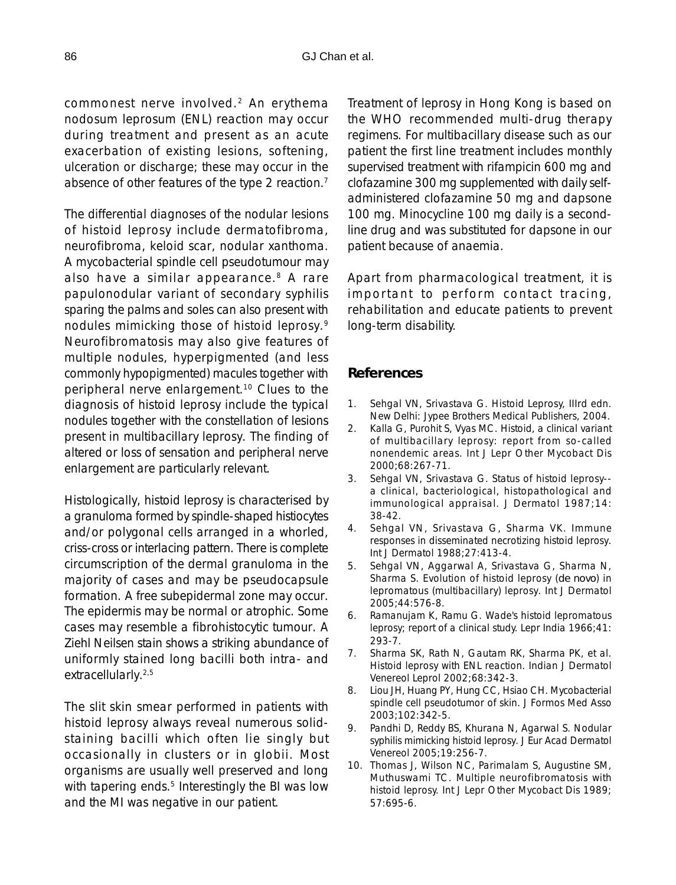commonest nerve involved.[2] An erythema nodosum leprosum (ENL) reaction may occur during treatment and present as an acute exacerbation of existing lesions, softening, ulceration or discharge; these may occur in the absence of other features of the type 2 reaction.[7]

The differential diagnoses of the nodular lesions of histoid leprosy include dermatofibroma, neurofibroma, keloid scar, nodular xanthoma. A mycobacterial spindle cell pseudotumour may also have a similar appearance.[8] A rare papulonodular variant of secondary syphilis sparing the palms and soles can also present with nodules mimicking those of histoid leprosy.[9] Neurofibromatosis may also give features of multiple nodules, hyperpigmented (and less commonly hypopigmented) macules together with peripheral nerve enlargement.[10] Clues to the diagnosis of histoid leprosy include the typical nodules together with the constellation of lesions present in multibacillary leprosy. The finding of altered or loss of sensation and peripheral nerve enlargement are particularly relevant.

Histologically, histoid leprosy is characterised by a granuloma formed by spindle-shaped histiocytes and/or polygonal cells arranged in a whorled, criss-cross or interlacing pattern. There is complete circumscription of the dermal granuloma in the majority of cases and may be pseudocapsule formation. A free subepidermal zone may occur. The epidermis may be normal or atrophic. Some cases may resemble a fibrohistocytic tumour. A Ziehl Neilsen stain shows a striking abundance of uniformly stained long bacilli both intra- and extracellularly.[2,5]

The slit skin smear performed in patients with histoid leprosy always reveal numerous solid-staining bacilli which often lie singly but occasionally in clusters or in globii. Most organisms are usually well preserved and long with tapering ends.[5] Interestingly the BI was low and the MI was negative in our patient.

Treatment of leprosy in Hong Kong is based on the WHO recommended multi-drug therapy regimens. For multibacillary disease such as our patient the first line treatment includes monthly supervised treatment with rifampicin 600 mg and clofazamine 300 mg supplemented with daily self-administered clofazamine 50 mg and dapsone 100 mg. Minocycline 100 mg daily is a second-line drug and was substituted for dapsone in our patient because of anaemia.

Apart from pharmacological treatment, it is important to perform contact tracing, rehabilitation and educate patients to prevent long-term disability.

## References

1. Sehgal VN, Srivastava G. Histoid Leprosy, IIIrd edn. New Delhi: Jypee Brothers Medical Publishers, 2004.
2. Kalla G, Purohit S, Vyas MC. Histoid, a clinical variant of multibacillary leprosy: report from so-called nonendemic areas. Int J Lepr Other Mycobact Dis 2000;68:267-71.
3. Sehgal VN, Srivastava G. Status of histoid leprosy--a clinical, bacteriological, histopathological and immunological appraisal. J Dermatol 1987;14:38-42.
4. Sehgal VN, Srivastava G, Sharma VK. Immune responses in disseminated necrotizing histoid leprosy. Int J Dermatol 1988;27:413-4.
5. Sehgal VN, Aggarwal A, Srivastava G, Sharma N, Sharma S. Evolution of histoid leprosy (*de novo*) in lepromatous (multibacillary) leprosy. Int J Dermatol 2005;44:576-8.
6. Ramanujam K, Ramu G. Wade's histoid lepromatous leprosy; report of a clinical study. Lepr India 1966;41:293-7.
7. Sharma SK, Rath N, Gautam RK, Sharma PK, et al. Histoid leprosy with ENL reaction. Indian J Dermatol Venereol Leprol 2002;68:342-3.
8. Liou JH, Huang PY, Hung CC, Hsiao CH. Mycobacterial spindle cell pseudotumor of skin. J Formos Med Asso 2003;102:342-5.
9. Pandhi D, Reddy BS, Khurana N, Agarwal S. Nodular syphilis mimicking histoid leprosy. J Eur Acad Dermatol Venereol 2005;19:256-7.
10. Thomas J, Wilson NC, Parimalam S, Augustine SM, Muthuswami TC. Multiple neurofibromatosis with histoid leprosy. Int J Lepr Other Mycobact Dis 1989;57:695-6.